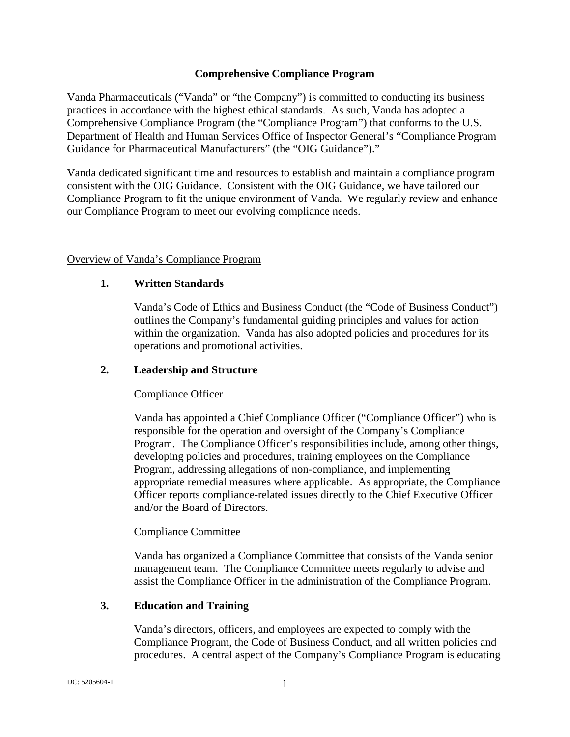# Comprehensive Compliance Program

Vanda Pharmaceuticals ("Vanda" or "the Company") is committed to conducting its business practices in accordance with the highest ethical standards. As such, Vanda has adopted a Comprehensive Compliance Program (the "Compliance Program") that conforms to the U.S. Department of Health and Human Services Office of Inspector General's "Compliance Program Guidance for Pharmaceutical Manufacturers" (the "OIG Guidance")."

Vanda dedicated significant time and resources to establish and maintain a compliance program consistent with the OIG Guidance. Consistent with the OIG Guidance, we have tailored our Compliance Program to fit the unique environment of Vanda. We regularly review and enhance our Compliance Program to meet our evolving compliance needs.

## Overview of Vanda's Compliance Program

### 1. Written Standards

Vanda's Code of Ethics and Business Conduct (the "Code of Business Conduct") outlines the Company's fundamental guiding principles and values for action within the organization. Vanda has also adopted policies and procedures for its operations and promotional activities.

### 2. Leadership and Structure

#### Compliance Officer

Vanda has appointed a Chief Compliance Officer ("Compliance Officer") who is responsible for the operation and oversight of the Company's Compliance Program. The Compliance Officer's responsibilities include, among other things, developing policies and procedures, training employees on the Compliance Program, addressing allegations of non-compliance, and implementing appropriate remedial measures where applicable. As appropriate, the Compliance Officer reports compliance-related issues directly to the Chief Executive Officer and/or the Board of Directors.

#### Compliance Committee

Vanda has organized a Compliance Committee that consists of the Vanda senior management team. The Compliance Committee meets regularly to advise and assist the Compliance Officer in the administration of the Compliance Program.

### 3. Education and Training

Vanda's directors, officers, and employees are expected to comply with the Compliance Program, the Code of Business Conduct, and all written policies and procedures. A central aspect of the Company's Compliance Program is educating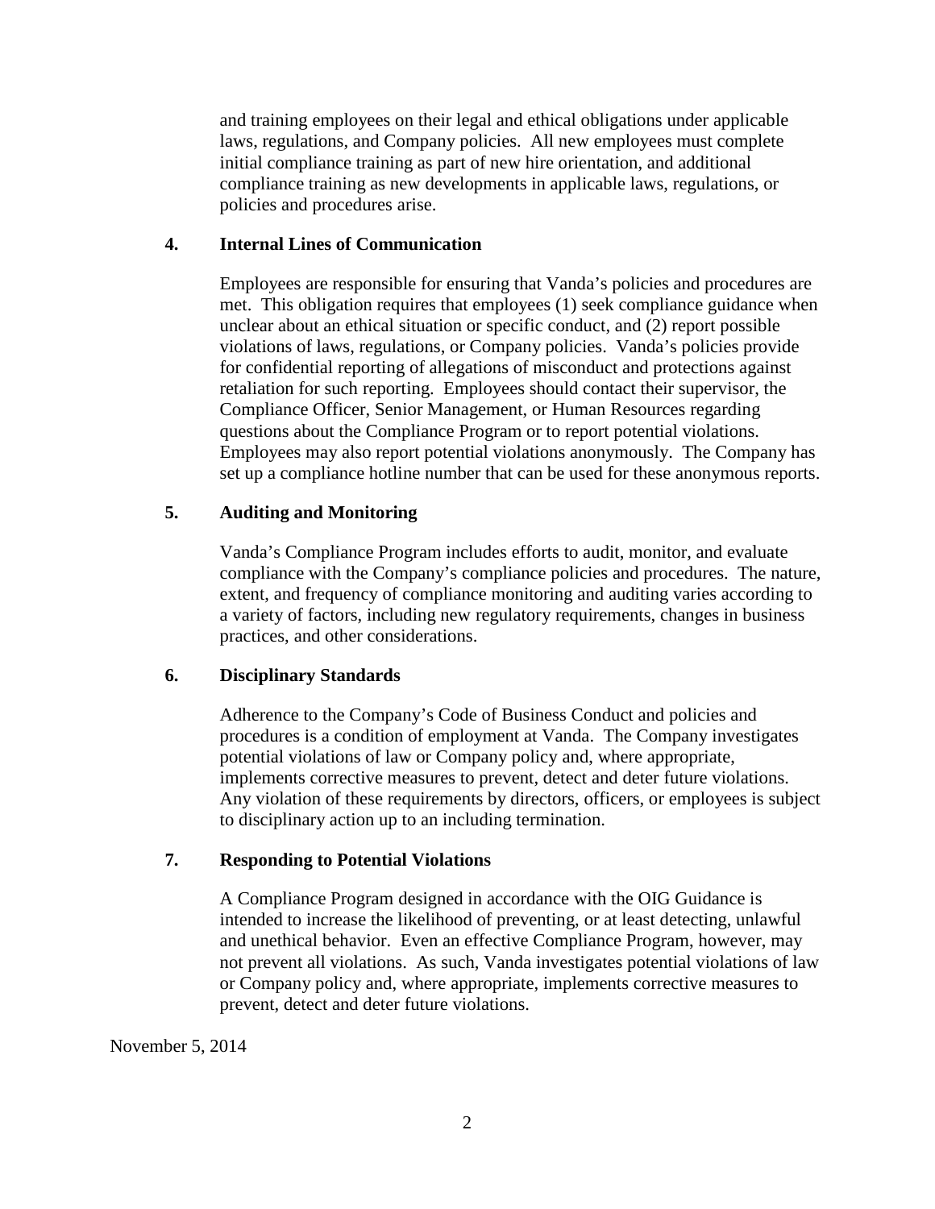and training employees on their legal and ethical obligations under applicable laws, regulations, and Company policies. All new employees must complete initial compliance training as part of new hire orientation, and additional compliance training as new developments in applicable laws, regulations, or policies and procedures arise.

### 4. Internal Lines of Communication

Employees are responsible for ensuring that Vanda's policies and procedures are met. This obligation requires that employees (1) seek compliance guidance when unclear about an ethical situation or specific conduct, and (2) report possible violations of laws, regulations, or Company policies. Vanda's policies provide for confidential reporting of allegations of misconduct and protections against retaliation for such reporting. Employees should contact their supervisor, the Compliance Officer, Senior Management, or Human Resources regarding questions about the Compliance Program or to report potential violations. Employees may also report potential violations anonymously. The Company has set up a compliance hotline number that can be used for these anonymous reports.

### 5. Auditing and Monitoring

Vanda's Compliance Program includes efforts to audit, monitor, and evaluate compliance with the Company's compliance policies and procedures. The nature, extent, and frequency of compliance monitoring and auditing varies according to a variety of factors, including new regulatory requirements, changes in business practices, and other considerations.

### 6. Disciplinary Standards

Adherence to the Company's Code of Business Conduct and policies and procedures is a condition of employment at Vanda. The Company investigates potential violations of law or Company policy and, where appropriate, implements corrective measures to prevent, detect and deter future violations. Any violation of these requirements by directors, officers, or employees is subject to disciplinary action up to an including termination.

### 7. Responding to Potential Violations

A Compliance Program designed in accordance with the OIG Guidance is intended to increase the likelihood of preventing, or at least detecting, unlawful and unethical behavior. Even an effective Compliance Program, however, may not prevent all violations. As such, Vanda investigates potential violations of law or Company policy and, where appropriate, implements corrective measures to prevent, detect and deter future violations.

November 5, 2014